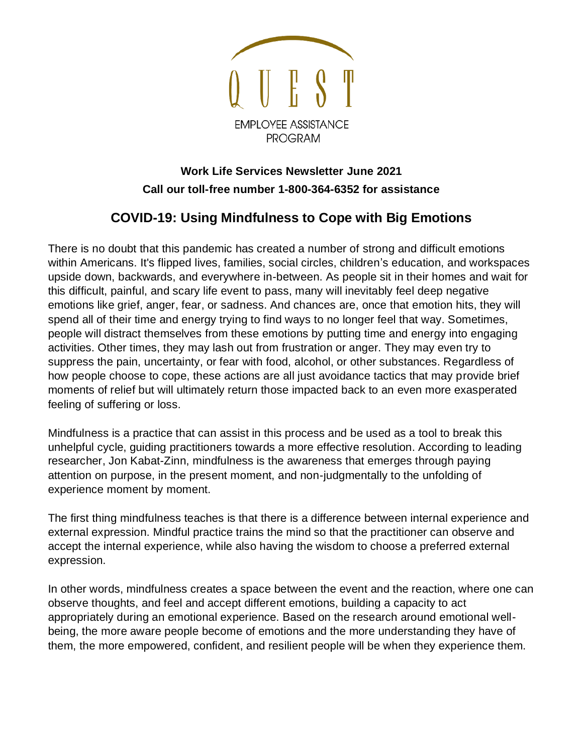QUEST

EMPLOYEE ASSISTANCE PROGRAM

**Work Life Services Newsletter June 2021**

**Call our toll-free number 1-800-364-6352 for assistance**

## COVID-19: Using Mindfulness to Cope with Big Emotions

There is no doubt that this pandemic has created a number of strong and difficult emotions within Americans. It's flipped lives, families, social circles, children's education, and workspaces upside down, backwards, and everywhere in-between. As people sit in their homes and wait for this difficult, painful, and scary life event to pass, many will inevitably feel deep negative emotions like grief, anger, fear, or sadness. And chances are, once that emotion hits, they will spend all of their time and energy trying to find ways to no longer feel that way. Sometimes, people will distract themselves from these emotions by putting time and energy into engaging activities. Other times, they may lash out from frustration or anger. They may even try to suppress the pain, uncertainty, or fear with food, alcohol, or other substances. Regardless of how people choose to cope, these actions are all just avoidance tactics that may provide brief moments of relief but will ultimately return those impacted back to an even more exasperated feeling of suffering or loss.

Mindfulness is a practice that can assist in this process and be used as a tool to break this unhelpful cycle, guiding practitioners towards a more effective resolution. According to leading researcher, Jon Kabat-Zinn, mindfulness is the awareness that emerges through paying attention on purpose, in the present moment, and non-judgmentally to the unfolding of experience moment by moment.

The first thing mindfulness teaches is that there is a difference between internal experience and external expression. Mindful practice trains the mind so that the practitioner can observe and accept the internal experience, while also having the wisdom to choose a preferred external expression.

In other words, mindfulness creates a space between the event and the reaction, where one can observe thoughts, and feel and accept different emotions, building a capacity to act appropriately during an emotional experience. Based on the research around emotional well-being, the more aware people become of emotions and the more understanding they have of them, the more empowered, confident, and resilient people will be when they experience them.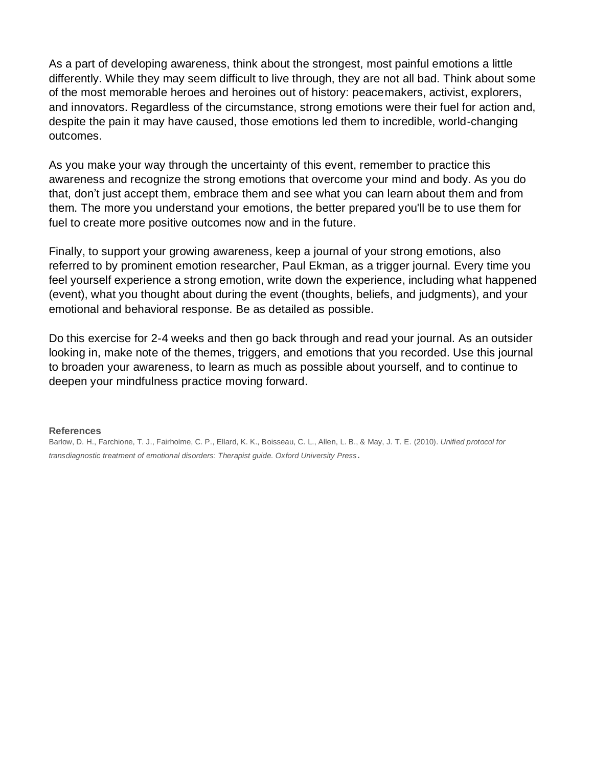As a part of developing awareness, think about the strongest, most painful emotions a little differently. While they may seem difficult to live through, they are not all bad. Think about some of the most memorable heroes and heroines out of history: peacemakers, activist, explorers, and innovators. Regardless of the circumstance, strong emotions were their fuel for action and, despite the pain it may have caused, those emotions led them to incredible, world-changing outcomes.

As you make your way through the uncertainty of this event, remember to practice this awareness and recognize the strong emotions that overcome your mind and body. As you do that, don't just accept them, embrace them and see what you can learn about them and from them. The more you understand your emotions, the better prepared you'll be to use them for fuel to create more positive outcomes now and in the future.

Finally, to support your growing awareness, keep a journal of your strong emotions, also referred to by prominent emotion researcher, Paul Ekman, as a trigger journal. Every time you feel yourself experience a strong emotion, write down the experience, including what happened (event), what you thought about during the event (thoughts, beliefs, and judgments), and your emotional and behavioral response. Be as detailed as possible.

Do this exercise for 2-4 weeks and then go back through and read your journal. As an outsider looking in, make note of the themes, triggers, and emotions that you recorded. Use this journal to broaden your awareness, to learn as much as possible about yourself, and to continue to deepen your mindfulness practice moving forward.

**References**

Barlow, D. H., Farchione, T. J., Fairholme, C. P., Ellard, K. K., Boisseau, C. L., Allen, L. B., & May, J. T. E. (2010). *Unified protocol for transdiagnostic treatment of emotional disorders: Therapist guide. Oxford University Press.*